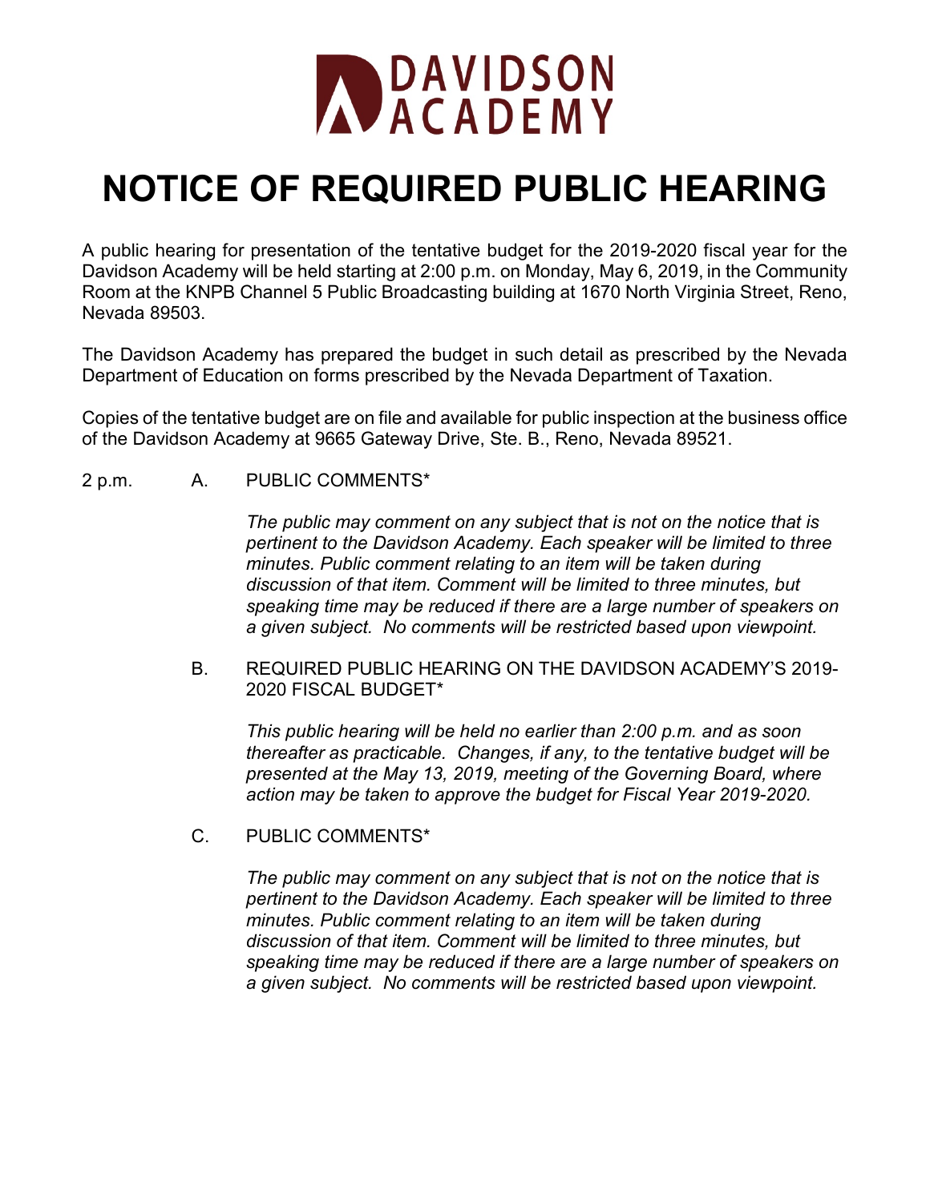DAVIDSON ACADEMY

# NOTICE OF REQUIRED PUBLIC HEARING

A public hearing for presentation of the tentative budget for the 2019-2020 fiscal year for the Davidson Academy will be held starting at 2:00 p.m. on Monday, May 6, 2019, in the Community Room at the KNPB Channel 5 Public Broadcasting building at 1670 North Virginia Street, Reno, Nevada 89503.

The Davidson Academy has prepared the budget in such detail as prescribed by the Nevada Department of Education on forms prescribed by the Nevada Department of Taxation.

Copies of the tentative budget are on file and available for public inspection at the business office of the Davidson Academy at 9665 Gateway Drive, Ste. B., Reno, Nevada 89521.

2 p.m. A. PUBLIC COMMENTS*

*The public may comment on any subject that is not on the notice that is pertinent to the Davidson Academy. Each speaker will be limited to three minutes. Public comment relating to an item will be taken during discussion of that item. Comment will be limited to three minutes, but speaking time may be reduced if there are a large number of speakers on a given subject. No comments will be restricted based upon viewpoint.*

B. REQUIRED PUBLIC HEARING ON THE DAVIDSON ACADEMY'S 2019-2020 FISCAL BUDGET*

*This public hearing will be held no earlier than 2:00 p.m. and as soon thereafter as practicable. Changes, if any, to the tentative budget will be presented at the May 13, 2019, meeting of the Governing Board, where action may be taken to approve the budget for Fiscal Year 2019-2020.*

C. PUBLIC COMMENTS*

*The public may comment on any subject that is not on the notice that is pertinent to the Davidson Academy. Each speaker will be limited to three minutes. Public comment relating to an item will be taken during discussion of that item. Comment will be limited to three minutes, but speaking time may be reduced if there are a large number of speakers on a given subject. No comments will be restricted based upon viewpoint.*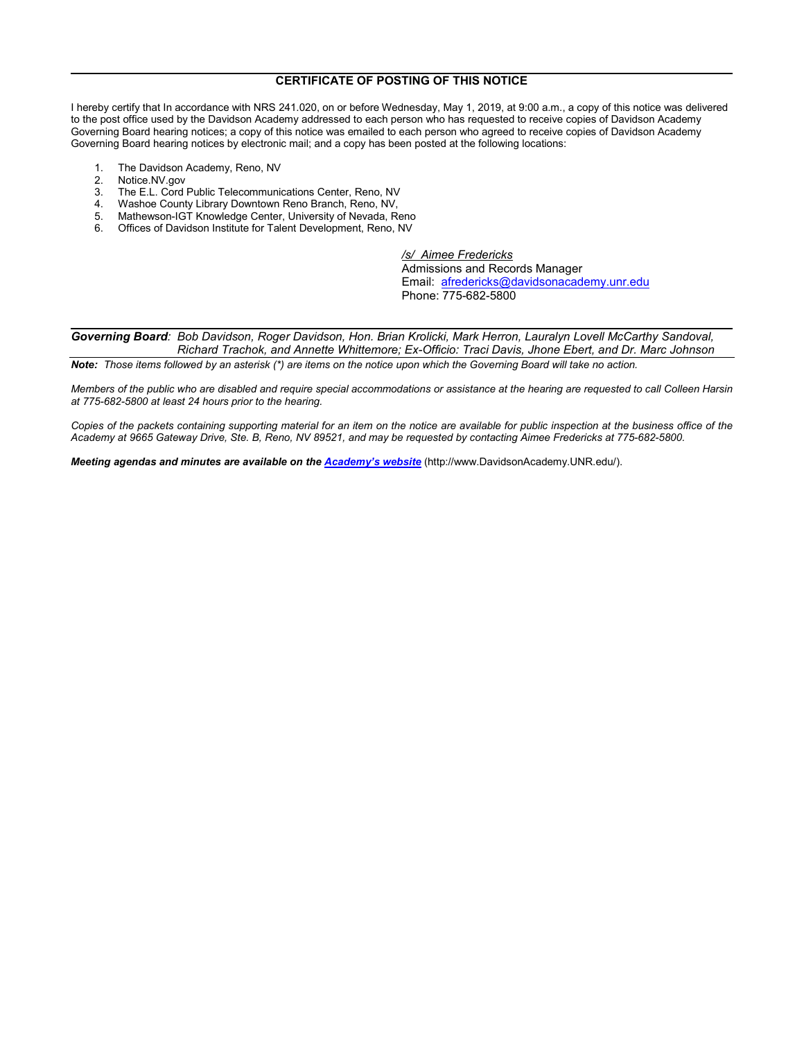## CERTIFICATE OF POSTING OF THIS NOTICE

I hereby certify that In accordance with NRS 241.020, on or before Wednesday, May 1, 2019, at 9:00 a.m., a copy of this notice was delivered to the post office used by the Davidson Academy addressed to each person who has requested to receive copies of Davidson Academy Governing Board hearing notices; a copy of this notice was emailed to each person who agreed to receive copies of Davidson Academy Governing Board hearing notices by electronic mail; and a copy has been posted at the following locations:

1. The Davidson Academy, Reno, NV
2. Notice.NV.gov
3. The E.L. Cord Public Telecommunications Center, Reno, NV
4. Washoe County Library Downtown Reno Branch, Reno, NV,
5. Mathewson-IGT Knowledge Center, University of Nevada, Reno
6. Offices of Davidson Institute for Talent Development, Reno, NV

*/s/ Aimee Fredericks*
Admissions and Records Manager
Email: afredericks@davidsonacademy.unr.edu
Phone: 775-682-5800

***Governing Board**: Bob Davidson, Roger Davidson, Hon. Brian Krolicki, Mark Herron, Lauralyn Lovell McCarthy Sandoval, Richard Trachok, and Annette Whittemore; Ex-Officio: Traci Davis, Jhone Ebert, and Dr. Marc Johnson*

***Note:** Those items followed by an asterisk (*) are items on the notice upon which the Governing Board will take no action.*

*Members of the public who are disabled and require special accommodations or assistance at the hearing are requested to call Colleen Harsin at 775-682-5800 at least 24 hours prior to the hearing.*

*Copies of the packets containing supporting material for an item on the notice are available for public inspection at the business office of the Academy at 9665 Gateway Drive, Ste. B, Reno, NV 89521, and may be requested by contacting Aimee Fredericks at 775-682-5800.*

***Meeting agendas and minutes are available on the Academy's website*** (http://www.DavidsonAcademy.UNR.edu/).